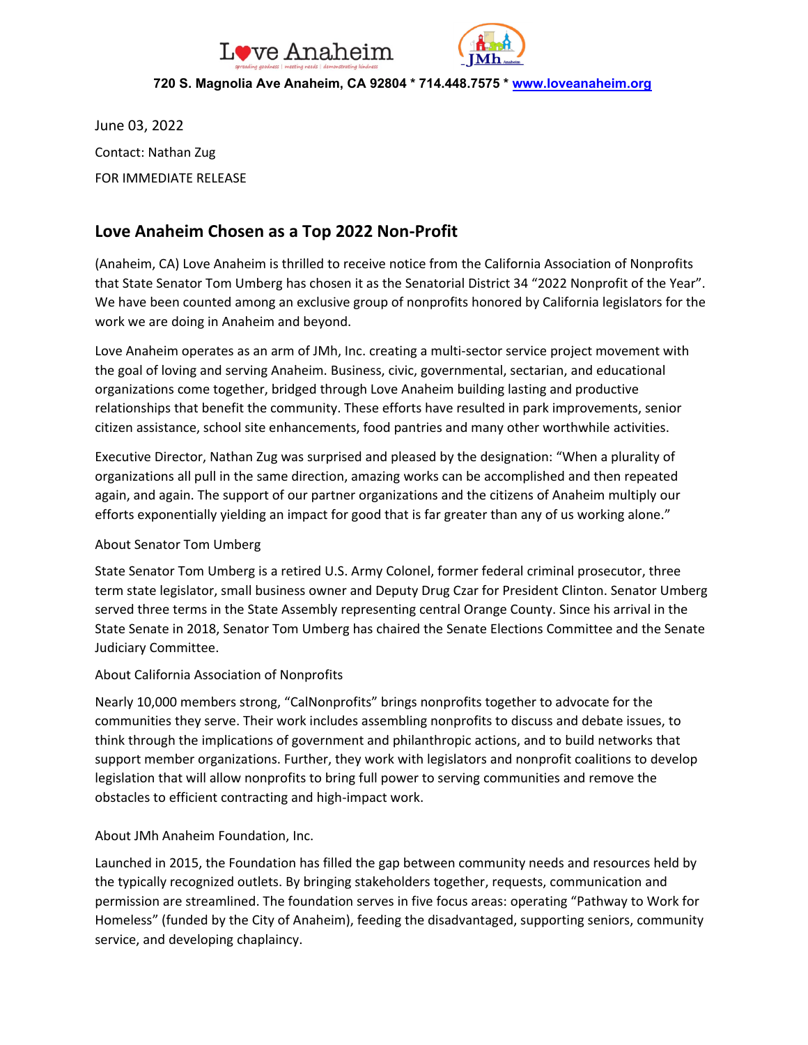Love Anaheim

720 S. Magnolia Ave Anaheim, CA 92804 * 714.448.7575 * www.loveanaheim.org

June 03, 2022

Contact: Nathan Zug

FOR IMMEDIATE RELEASE

## Love Anaheim Chosen as a Top 2022 Non-Profit

(Anaheim, CA) Love Anaheim is thrilled to receive notice from the California Association of Nonprofits that State Senator Tom Umberg has chosen it as the Senatorial District 34 "2022 Nonprofit of the Year". We have been counted among an exclusive group of nonprofits honored by California legislators for the work we are doing in Anaheim and beyond.

Love Anaheim operates as an arm of JMh, Inc. creating a multi-sector service project movement with the goal of loving and serving Anaheim. Business, civic, governmental, sectarian, and educational organizations come together, bridged through Love Anaheim building lasting and productive relationships that benefit the community. These efforts have resulted in park improvements, senior citizen assistance, school site enhancements, food pantries and many other worthwhile activities.

Executive Director, Nathan Zug was surprised and pleased by the designation: "When a plurality of organizations all pull in the same direction, amazing works can be accomplished and then repeated again, and again. The support of our partner organizations and the citizens of Anaheim multiply our efforts exponentially yielding an impact for good that is far greater than any of us working alone."

About Senator Tom Umberg

State Senator Tom Umberg is a retired U.S. Army Colonel, former federal criminal prosecutor, three term state legislator, small business owner and Deputy Drug Czar for President Clinton. Senator Umberg served three terms in the State Assembly representing central Orange County. Since his arrival in the State Senate in 2018, Senator Tom Umberg has chaired the Senate Elections Committee and the Senate Judiciary Committee.

About California Association of Nonprofits

Nearly 10,000 members strong, "CalNonprofits" brings nonprofits together to advocate for the communities they serve. Their work includes assembling nonprofits to discuss and debate issues, to think through the implications of government and philanthropic actions, and to build networks that support member organizations. Further, they work with legislators and nonprofit coalitions to develop legislation that will allow nonprofits to bring full power to serving communities and remove the obstacles to efficient contracting and high-impact work.

About JMh Anaheim Foundation, Inc.

Launched in 2015, the Foundation has filled the gap between community needs and resources held by the typically recognized outlets. By bringing stakeholders together, requests, communication and permission are streamlined. The foundation serves in five focus areas: operating "Pathway to Work for Homeless" (funded by the City of Anaheim), feeding the disadvantaged, supporting seniors, community service, and developing chaplaincy.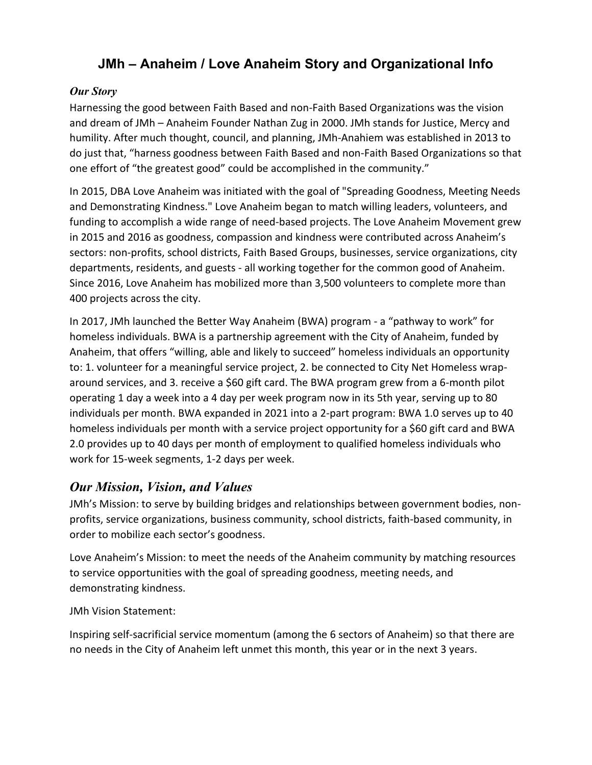# JMh – Anaheim / Love Anaheim Story and Organizational Info

### *Our Story*

Harnessing the good between Faith Based and non-Faith Based Organizations was the vision and dream of JMh – Anaheim Founder Nathan Zug in 2000. JMh stands for Justice, Mercy and humility. After much thought, council, and planning, JMh-Anahiem was established in 2013 to do just that, "harness goodness between Faith Based and non-Faith Based Organizations so that one effort of "the greatest good" could be accomplished in the community."

In 2015, DBA Love Anaheim was initiated with the goal of "Spreading Goodness, Meeting Needs and Demonstrating Kindness." Love Anaheim began to match willing leaders, volunteers, and funding to accomplish a wide range of need-based projects. The Love Anaheim Movement grew in 2015 and 2016 as goodness, compassion and kindness were contributed across Anaheim's sectors: non-profits, school districts, Faith Based Groups, businesses, service organizations, city departments, residents, and guests - all working together for the common good of Anaheim. Since 2016, Love Anaheim has mobilized more than 3,500 volunteers to complete more than 400 projects across the city.

In 2017, JMh launched the Better Way Anaheim (BWA) program - a "pathway to work" for homeless individuals. BWA is a partnership agreement with the City of Anaheim, funded by Anaheim, that offers "willing, able and likely to succeed" homeless individuals an opportunity to: 1. volunteer for a meaningful service project, 2. be connected to City Net Homeless wrap-around services, and 3. receive a $60 gift card. The BWA program grew from a 6-month pilot operating 1 day a week into a 4 day per week program now in its 5th year, serving up to 80 individuals per month. BWA expanded in 2021 into a 2-part program: BWA 1.0 serves up to 40 homeless individuals per month with a service project opportunity for a $60 gift card and BWA 2.0 provides up to 40 days per month of employment to qualified homeless individuals who work for 15-week segments, 1-2 days per week.

## *Our Mission, Vision, and Values*

JMh's Mission: to serve by building bridges and relationships between government bodies, non-profits, service organizations, business community, school districts, faith-based community, in order to mobilize each sector's goodness.

Love Anaheim's Mission: to meet the needs of the Anaheim community by matching resources to service opportunities with the goal of spreading goodness, meeting needs, and demonstrating kindness.

JMh Vision Statement:

Inspiring self-sacrificial service momentum (among the 6 sectors of Anaheim) so that there are no needs in the City of Anaheim left unmet this month, this year or in the next 3 years.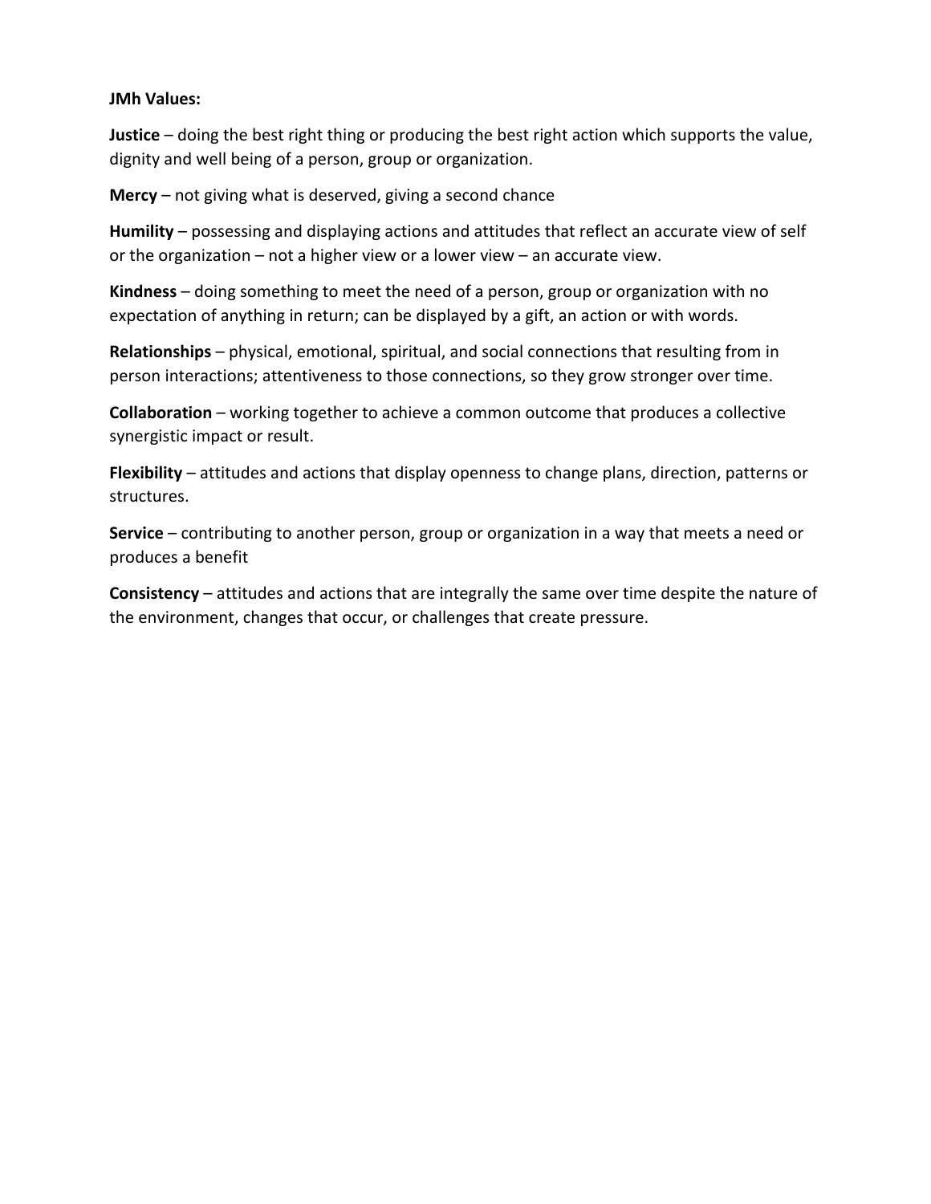**JMh Values:**

**Justice** – doing the best right thing or producing the best right action which supports the value, dignity and well being of a person, group or organization.

**Mercy** – not giving what is deserved, giving a second chance

**Humility** – possessing and displaying actions and attitudes that reflect an accurate view of self or the organization – not a higher view or a lower view – an accurate view.

**Kindness** – doing something to meet the need of a person, group or organization with no expectation of anything in return; can be displayed by a gift, an action or with words.

**Relationships** – physical, emotional, spiritual, and social connections that resulting from in person interactions; attentiveness to those connections, so they grow stronger over time.

**Collaboration** – working together to achieve a common outcome that produces a collective synergistic impact or result.

**Flexibility** – attitudes and actions that display openness to change plans, direction, patterns or structures.

**Service** – contributing to another person, group or organization in a way that meets a need or produces a benefit

**Consistency** – attitudes and actions that are integrally the same over time despite the nature of the environment, changes that occur, or challenges that create pressure.